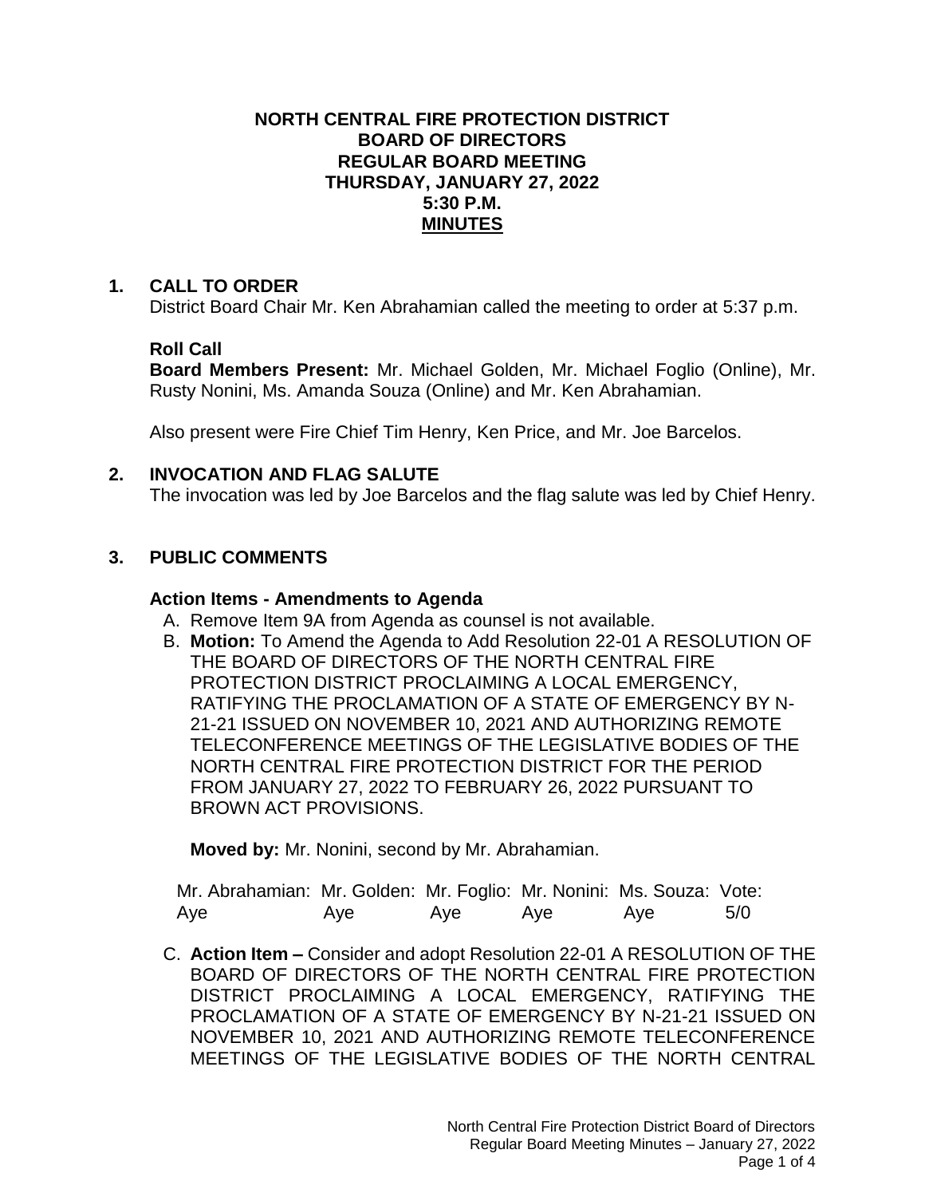**NORTH CENTRAL FIRE PROTECTION DISTRICT**
**BOARD OF DIRECTORS**
**REGULAR BOARD MEETING**
**THURSDAY, JANUARY 27, 2022**
**5:30 P.M.**
**MINUTES**

## 1. CALL TO ORDER

District Board Chair Mr. Ken Abrahamian called the meeting to order at 5:37 p.m.

### Roll Call

**Board Members Present:** Mr. Michael Golden, Mr. Michael Foglio (Online), Mr. Rusty Nonini, Ms. Amanda Souza (Online) and Mr. Ken Abrahamian.

Also present were Fire Chief Tim Henry, Ken Price, and Mr. Joe Barcelos.

## 2. INVOCATION AND FLAG SALUTE

The invocation was led by Joe Barcelos and the flag salute was led by Chief Henry.

## 3. PUBLIC COMMENTS

### Action Items - Amendments to Agenda

A. Remove Item 9A from Agenda as counsel is not available.

B. **Motion:** To Amend the Agenda to Add Resolution 22-01 A RESOLUTION OF THE BOARD OF DIRECTORS OF THE NORTH CENTRAL FIRE PROTECTION DISTRICT PROCLAIMING A LOCAL EMERGENCY, RATIFYING THE PROCLAMATION OF A STATE OF EMERGENCY BY N-21-21 ISSUED ON NOVEMBER 10, 2021 AND AUTHORIZING REMOTE TELECONFERENCE MEETINGS OF THE LEGISLATIVE BODIES OF THE NORTH CENTRAL FIRE PROTECTION DISTRICT FOR THE PERIOD FROM JANUARY 27, 2022 TO FEBRUARY 26, 2022 PURSUANT TO BROWN ACT PROVISIONS.

**Moved by:** Mr. Nonini, second by Mr. Abrahamian.

| Mr. Abrahamian: | Mr. Golden: | Mr. Foglio: | Mr. Nonini: | Ms. Souza: | Vote: |
|---|---|---|---|---|---|
| Aye | Aye | Aye | Aye | Aye | 5/0 |

C. **Action Item –** Consider and adopt Resolution 22-01 A RESOLUTION OF THE BOARD OF DIRECTORS OF THE NORTH CENTRAL FIRE PROTECTION DISTRICT PROCLAIMING A LOCAL EMERGENCY, RATIFYING THE PROCLAMATION OF A STATE OF EMERGENCY BY N-21-21 ISSUED ON NOVEMBER 10, 2021 AND AUTHORIZING REMOTE TELECONFERENCE MEETINGS OF THE LEGISLATIVE BODIES OF THE NORTH CENTRAL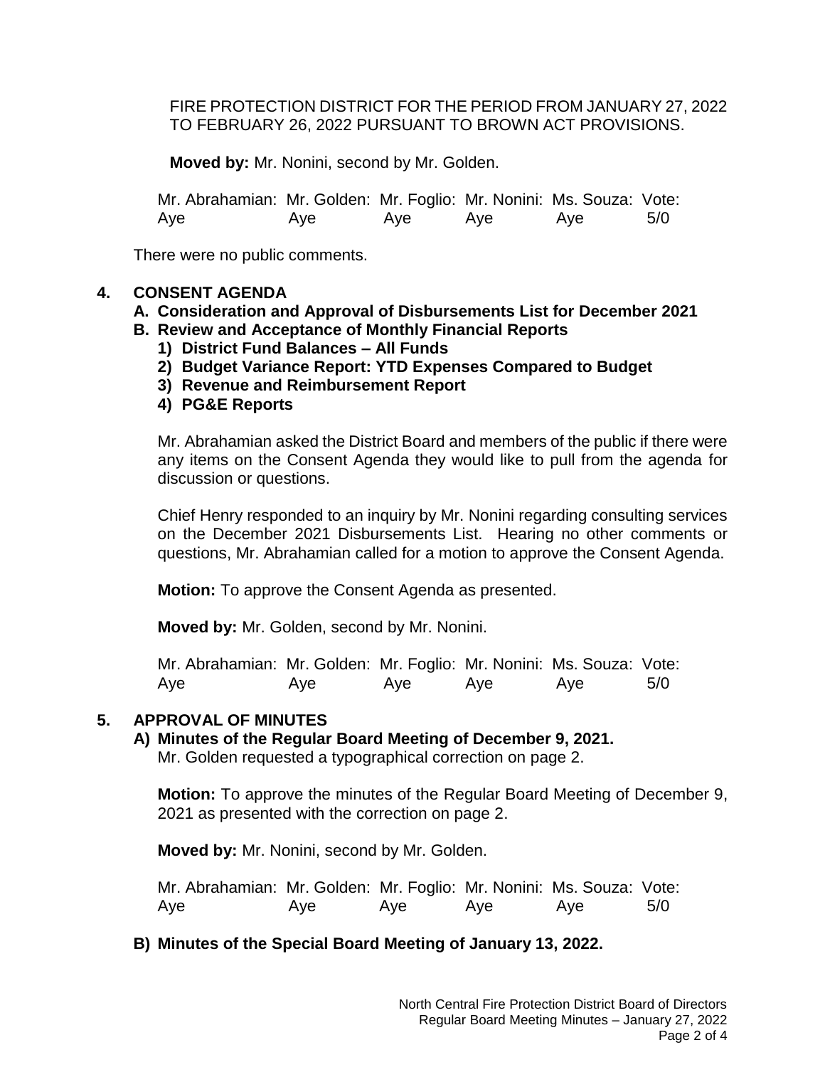FIRE PROTECTION DISTRICT FOR THE PERIOD FROM JANUARY 27, 2022 TO FEBRUARY 26, 2022 PURSUANT TO BROWN ACT PROVISIONS.

**Moved by:** Mr. Nonini, second by Mr. Golden.

| Mr. Abrahamian: | Mr. Golden: | Mr. Foglio: | Mr. Nonini: | Ms. Souza: | Vote: |
|---|---|---|---|---|---|
| Aye | Aye | Aye | Aye | Aye | 5/0 |

There were no public comments.

## 4. CONSENT AGENDA

**A. Consideration and Approval of Disbursements List for December 2021**

**B. Review and Acceptance of Monthly Financial Reports**

1. **District Fund Balances – All Funds**
2. **Budget Variance Report: YTD Expenses Compared to Budget**
3. **Revenue and Reimbursement Report**
4. **PG&E Reports**

Mr. Abrahamian asked the District Board and members of the public if there were any items on the Consent Agenda they would like to pull from the agenda for discussion or questions.

Chief Henry responded to an inquiry by Mr. Nonini regarding consulting services on the December 2021 Disbursements List. Hearing no other comments or questions, Mr. Abrahamian called for a motion to approve the Consent Agenda.

**Motion:** To approve the Consent Agenda as presented.

**Moved by:** Mr. Golden, second by Mr. Nonini.

| Mr. Abrahamian: | Mr. Golden: | Mr. Foglio: | Mr. Nonini: | Ms. Souza: | Vote: |
|---|---|---|---|---|---|
| Aye | Aye | Aye | Aye | Aye | 5/0 |

## 5. APPROVAL OF MINUTES

**A) Minutes of the Regular Board Meeting of December 9, 2021.**

Mr. Golden requested a typographical correction on page 2.

**Motion:** To approve the minutes of the Regular Board Meeting of December 9, 2021 as presented with the correction on page 2.

**Moved by:** Mr. Nonini, second by Mr. Golden.

| Mr. Abrahamian: | Mr. Golden: | Mr. Foglio: | Mr. Nonini: | Ms. Souza: | Vote: |
|---|---|---|---|---|---|
| Aye | Aye | Aye | Aye | Aye | 5/0 |

**B) Minutes of the Special Board Meeting of January 13, 2022.**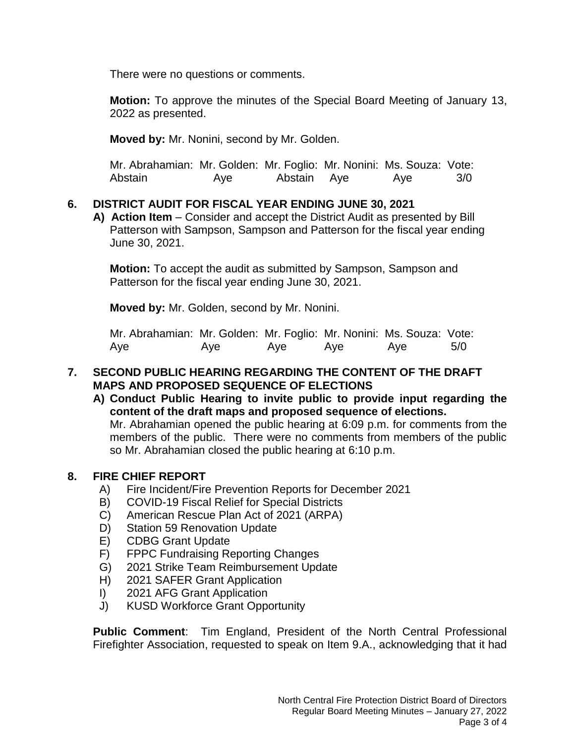There were no questions or comments.

**Motion:** To approve the minutes of the Special Board Meeting of January 13, 2022 as presented.

**Moved by:** Mr. Nonini, second by Mr. Golden.

| Mr. Abrahamian: | Mr. Golden: | Mr. Foglio: | Mr. Nonini: | Ms. Souza: | Vote: |
|---|---|---|---|---|---|
| Abstain | Aye | Abstain | Aye | Aye | 3/0 |

## 6. DISTRICT AUDIT FOR FISCAL YEAR ENDING JUNE 30, 2021

**A) Action Item** – Consider and accept the District Audit as presented by Bill Patterson with Sampson, Sampson and Patterson for the fiscal year ending June 30, 2021.

**Motion:** To accept the audit as submitted by Sampson, Sampson and Patterson for the fiscal year ending June 30, 2021.

**Moved by:** Mr. Golden, second by Mr. Nonini.

| Mr. Abrahamian: | Mr. Golden: | Mr. Foglio: | Mr. Nonini: | Ms. Souza: | Vote: |
|---|---|---|---|---|---|
| Aye | Aye | Aye | Aye | Aye | 5/0 |

## 7. SECOND PUBLIC HEARING REGARDING THE CONTENT OF THE DRAFT MAPS AND PROPOSED SEQUENCE OF ELECTIONS

**A) Conduct Public Hearing to invite public to provide input regarding the content of the draft maps and proposed sequence of elections.**
Mr. Abrahamian opened the public hearing at 6:09 p.m. for comments from the members of the public. There were no comments from members of the public so Mr. Abrahamian closed the public hearing at 6:10 p.m.

## 8. FIRE CHIEF REPORT

A) Fire Incident/Fire Prevention Reports for December 2021
B) COVID-19 Fiscal Relief for Special Districts
C) American Rescue Plan Act of 2021 (ARPA)
D) Station 59 Renovation Update
E) CDBG Grant Update
F) FPPC Fundraising Reporting Changes
G) 2021 Strike Team Reimbursement Update
H) 2021 SAFER Grant Application
I) 2021 AFG Grant Application
J) KUSD Workforce Grant Opportunity

**Public Comment**: Tim England, President of the North Central Professional Firefighter Association, requested to speak on Item 9.A., acknowledging that it had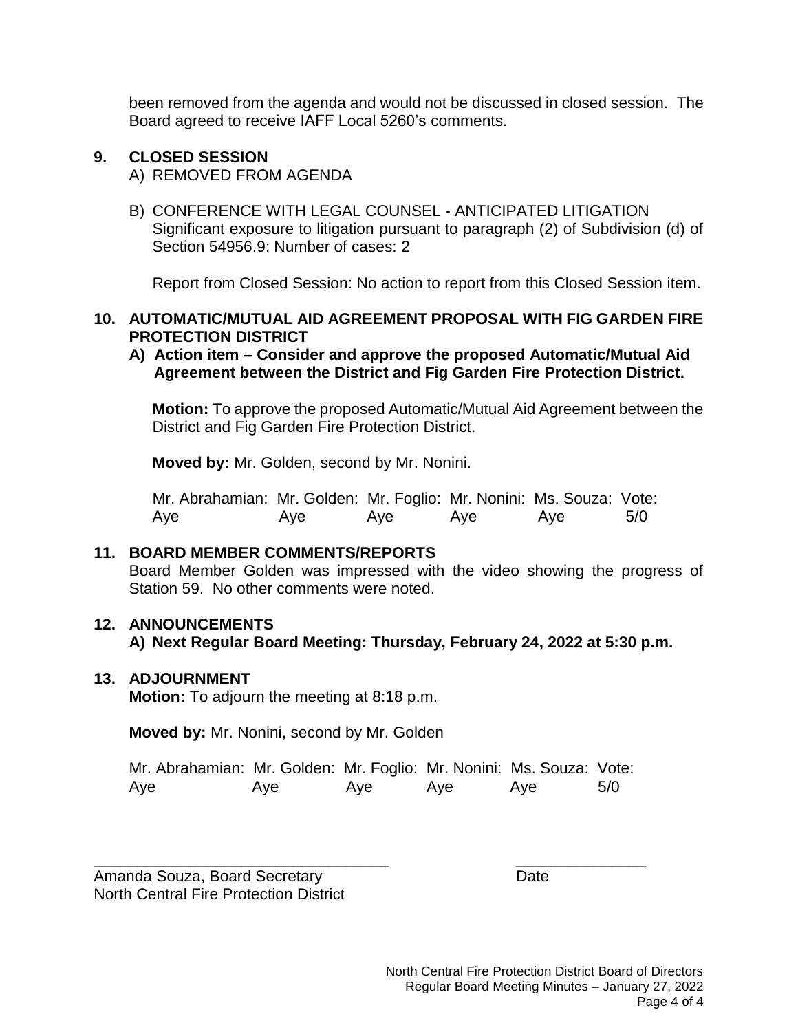been removed from the agenda and would not be discussed in closed session. The Board agreed to receive IAFF Local 5260's comments.

## 9. CLOSED SESSION

A) REMOVED FROM AGENDA

B) CONFERENCE WITH LEGAL COUNSEL - ANTICIPATED LITIGATION
Significant exposure to litigation pursuant to paragraph (2) of Subdivision (d) of Section 54956.9: Number of cases: 2

Report from Closed Session: No action to report from this Closed Session item.

## 10. AUTOMATIC/MUTUAL AID AGREEMENT PROPOSAL WITH FIG GARDEN FIRE PROTECTION DISTRICT

**A) Action item – Consider and approve the proposed Automatic/Mutual Aid Agreement between the District and Fig Garden Fire Protection District.**

**Motion:** To approve the proposed Automatic/Mutual Aid Agreement between the District and Fig Garden Fire Protection District.

**Moved by:** Mr. Golden, second by Mr. Nonini.

| Mr. Abrahamian: | Mr. Golden: | Mr. Foglio: | Mr. Nonini: | Ms. Souza: | Vote: |
|---|---|---|---|---|---|
| Aye | Aye | Aye | Aye | Aye | 5/0 |

## 11. BOARD MEMBER COMMENTS/REPORTS

Board Member Golden was impressed with the video showing the progress of Station 59. No other comments were noted.

## 12. ANNOUNCEMENTS

**A) Next Regular Board Meeting: Thursday, February 24, 2022 at 5:30 p.m.**

## 13. ADJOURNMENT

**Motion:** To adjourn the meeting at 8:18 p.m.

**Moved by:** Mr. Nonini, second by Mr. Golden

| Mr. Abrahamian: | Mr. Golden: | Mr. Foglio: | Mr. Nonini: | Ms. Souza: | Vote: |
|---|---|---|---|---|---|
| Aye | Aye | Aye | Aye | Aye | 5/0 |

___________________________________ _______________

Amanda Souza, Board Secretary Date
North Central Fire Protection District